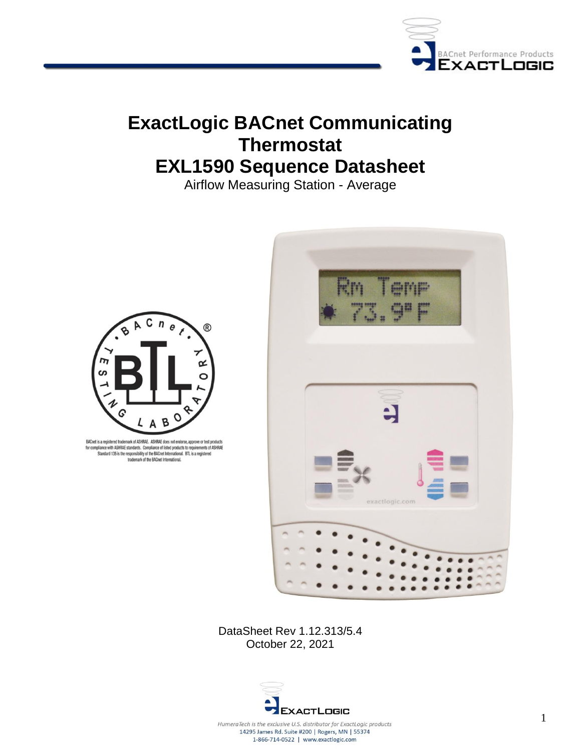# ExactLogic BACnet Communicating Thermostat EXL1590 Sequence Datasheet

Airflow Measuring Station - Average

BACnet is a registered trademark of ASHRAE. ASHRAE does not endorse, approve or test products for compliance with ASHRAE standards. Compliance of listed products to requirements of ASHRAE Standard 135 is the responsibility of the BACnet International. BTL is a registered trademark of the BACnet International.

DataSheet Rev 1.12.313/5.4
October 22, 2021

*HumeraTech is the exclusive U.S. distributor for ExactLogic products*
14295 James Rd. Suite #200 | Rogers, MN | 55374
1-866-714-0522 | www.exactlogic.com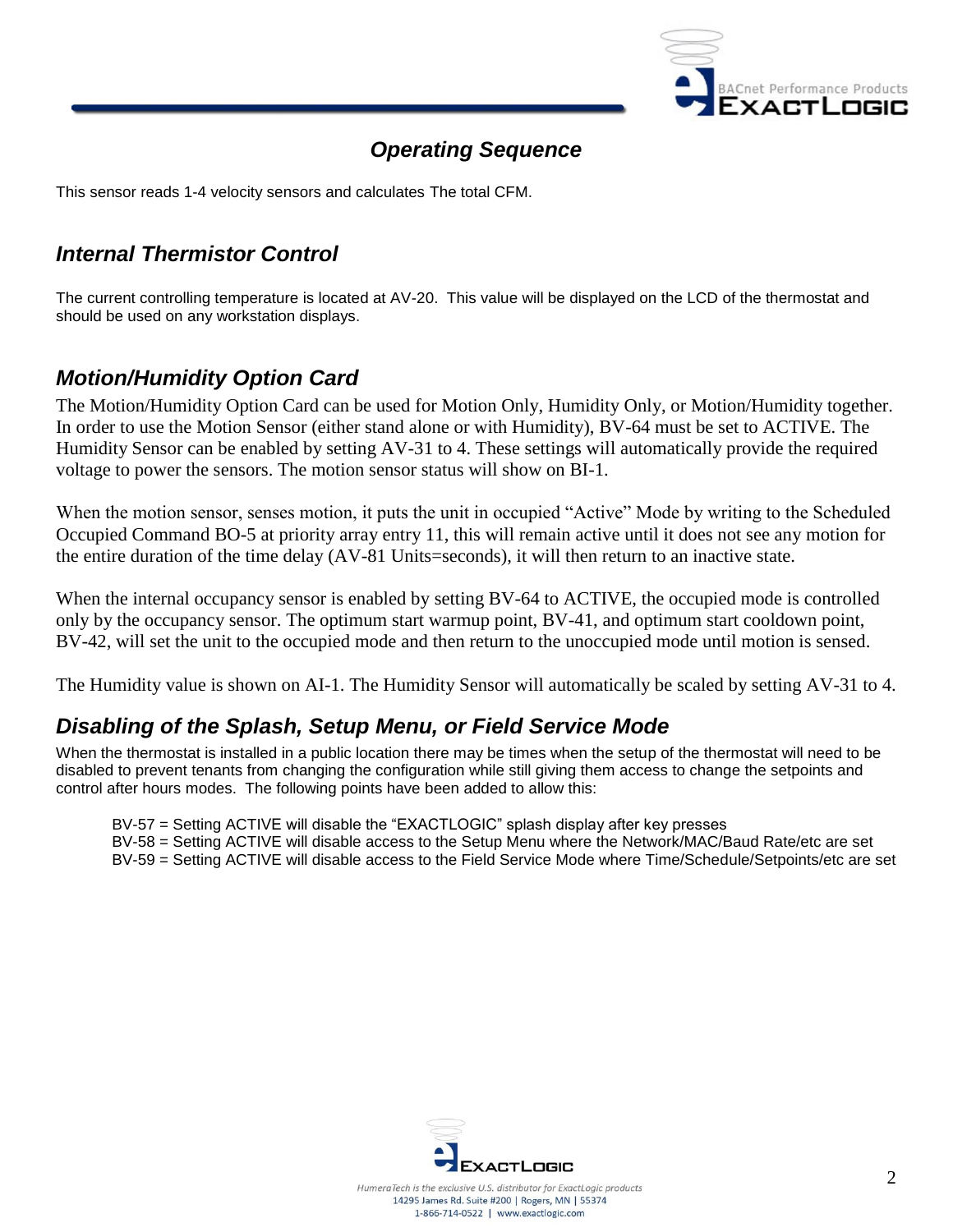## Operating Sequence

This sensor reads 1-4 velocity sensors and calculates The total CFM.

### Internal Thermistor Control

The current controlling temperature is located at AV-20. This value will be displayed on the LCD of the thermostat and should be used on any workstation displays.

### Motion/Humidity Option Card

The Motion/Humidity Option Card can be used for Motion Only, Humidity Only, or Motion/Humidity together. In order to use the Motion Sensor (either stand alone or with Humidity), BV-64 must be set to ACTIVE. The Humidity Sensor can be enabled by setting AV-31 to 4. These settings will automatically provide the required voltage to power the sensors. The motion sensor status will show on BI-1.

When the motion sensor, senses motion, it puts the unit in occupied "Active" Mode by writing to the Scheduled Occupied Command BO-5 at priority array entry 11, this will remain active until it does not see any motion for the entire duration of the time delay (AV-81 Units=seconds), it will then return to an inactive state.

When the internal occupancy sensor is enabled by setting BV-64 to ACTIVE, the occupied mode is controlled only by the occupancy sensor. The optimum start warmup point, BV-41, and optimum start cooldown point, BV-42, will set the unit to the occupied mode and then return to the unoccupied mode until motion is sensed.

The Humidity value is shown on AI-1. The Humidity Sensor will automatically be scaled by setting AV-31 to 4.

### Disabling of the Splash, Setup Menu, or Field Service Mode

When the thermostat is installed in a public location there may be times when the setup of the thermostat will need to be disabled to prevent tenants from changing the configuration while still giving them access to change the setpoints and control after hours modes. The following points have been added to allow this:

BV-57 = Setting ACTIVE will disable the "EXACTLOGIC" splash display after key presses
BV-58 = Setting ACTIVE will disable access to the Setup Menu where the Network/MAC/Baud Rate/etc are set
BV-59 = Setting ACTIVE will disable access to the Field Service Mode where Time/Schedule/Setpoints/etc are set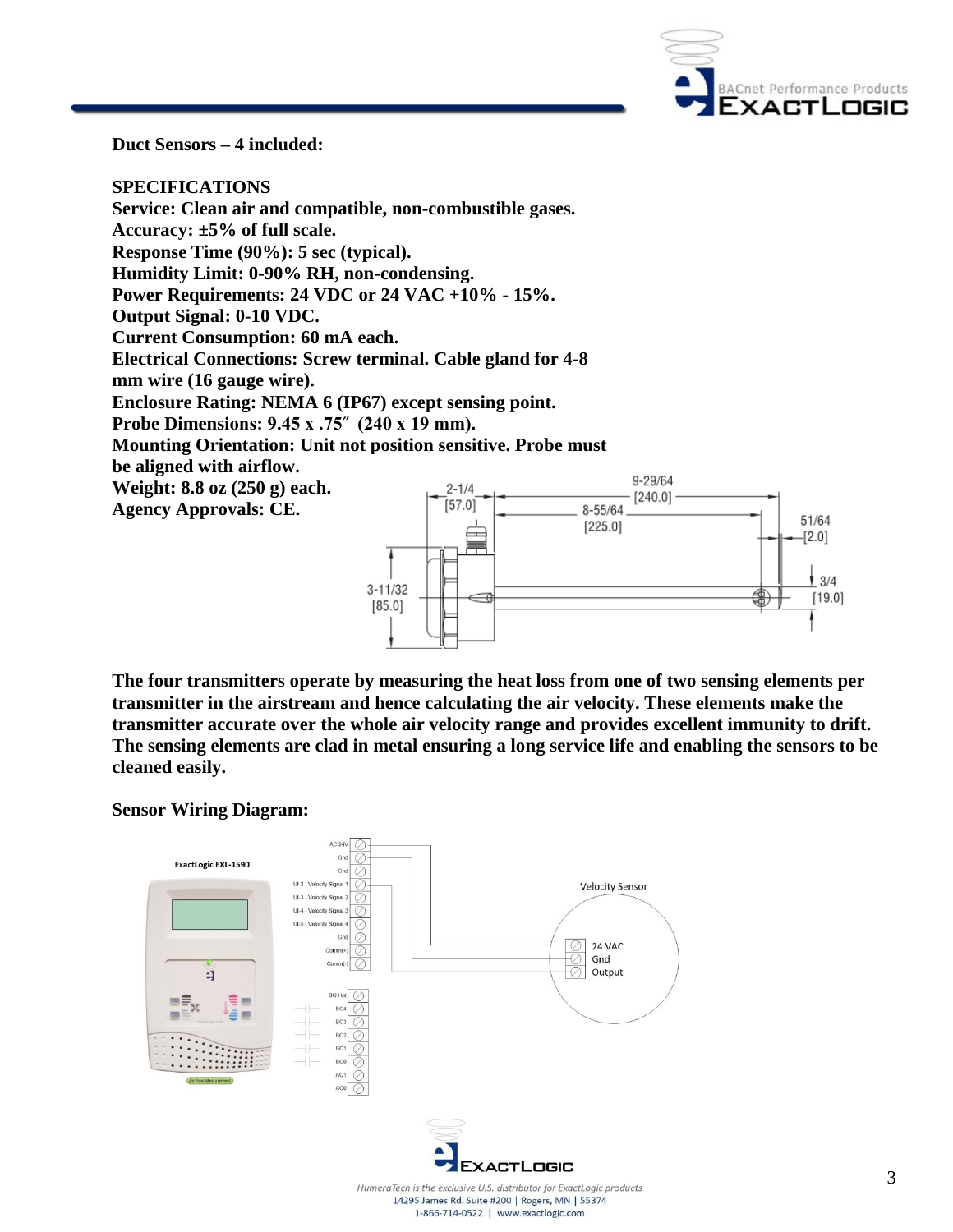**Duct Sensors – 4 included:**

**SPECIFICATIONS**
**Service: Clean air and compatible, non-combustible gases.**
**Accuracy: ±5% of full scale.**
**Response Time (90%): 5 sec (typical).**
**Humidity Limit: 0-90% RH, non-condensing.**
**Power Requirements: 24 VDC or 24 VAC +10% - 15%.**
**Output Signal: 0-10 VDC.**
**Current Consumption: 60 mA each.**
**Electrical Connections: Screw terminal. Cable gland for 4-8 mm wire (16 gauge wire).**
**Enclosure Rating: NEMA 6 (IP67) except sensing point.**
**Probe Dimensions: 9.45 x .75″ (240 x 19 mm).**
**Mounting Orientation: Unit not position sensitive. Probe must be aligned with airflow.**
**Weight: 8.8 oz (250 g) each.**
**Agency Approvals: CE.**

**The four transmitters operate by measuring the heat loss from one of two sensing elements per transmitter in the airstream and hence calculating the air velocity. These elements make the transmitter accurate over the whole air velocity range and provides excellent immunity to drift. The sensing elements are clad in metal ensuring a long service life and enabling the sensors to be cleaned easily.**

**Sensor Wiring Diagram:**

HumeraTech is the exclusive U.S. distributor for ExactLogic products
14295 James Rd. Suite #200 | Rogers, MN | 55374
1-866-714-0522 | www.exactlogic.com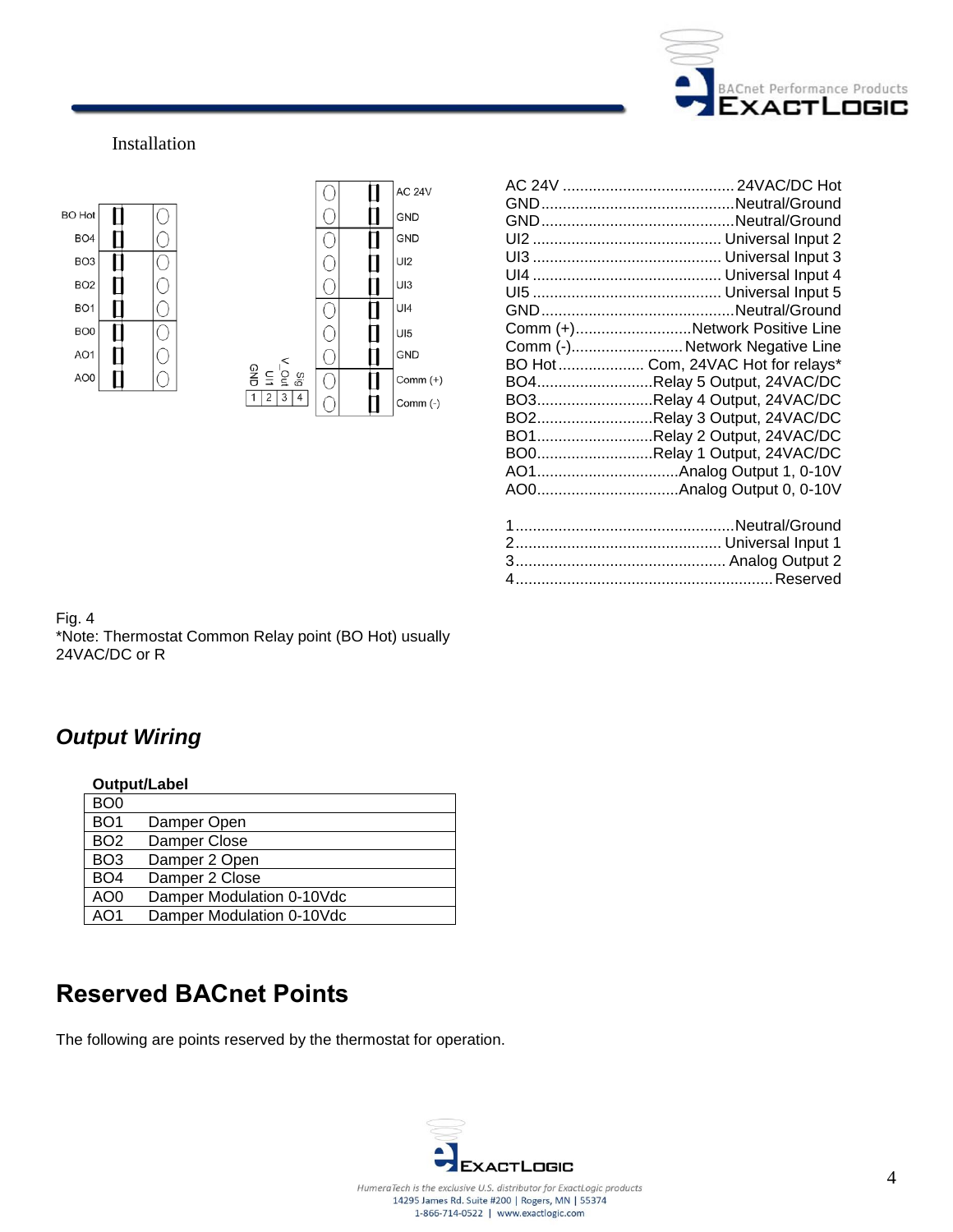Installation

AC 24V ........................................ 24VAC/DC Hot
GND .............................................Neutral/Ground
GND .............................................Neutral/Ground
UI2 ............................................ Universal Input 2
UI3 ............................................ Universal Input 3
UI4 ............................................ Universal Input 4
UI5 ............................................ Universal Input 5
GND .............................................Neutral/Ground
Comm (+)...........................Network Positive Line
Comm (-).......................... Network Negative Line
BO Hot .................... Com, 24VAC Hot for relays*
BO4...........................Relay 5 Output, 24VAC/DC
BO3...........................Relay 4 Output, 24VAC/DC
BO2...........................Relay 3 Output, 24VAC/DC
BO1...........................Relay 2 Output, 24VAC/DC
BO0...........................Relay 1 Output, 24VAC/DC
AO1.................................Analog Output 1, 0-10V
AO0.................................Analog Output 0, 0-10V

1...................................................Neutral/Ground
2................................................ Universal Input 1
3................................................. Analog Output 2
4............................................................Reserved

Fig. 4
*Note: Thermostat Common Relay point (BO Hot) usually 24VAC/DC or R

## *Output Wiring*

| Output/Label | |
|---|---|
| BO0 | |
| BO1 | Damper Open |
| BO2 | Damper Close |
| BO3 | Damper 2 Open |
| BO4 | Damper 2 Close |
| AO0 | Damper Modulation 0-10Vdc |
| AO1 | Damper Modulation 0-10Vdc |

## Reserved BACnet Points

The following are points reserved by the thermostat for operation.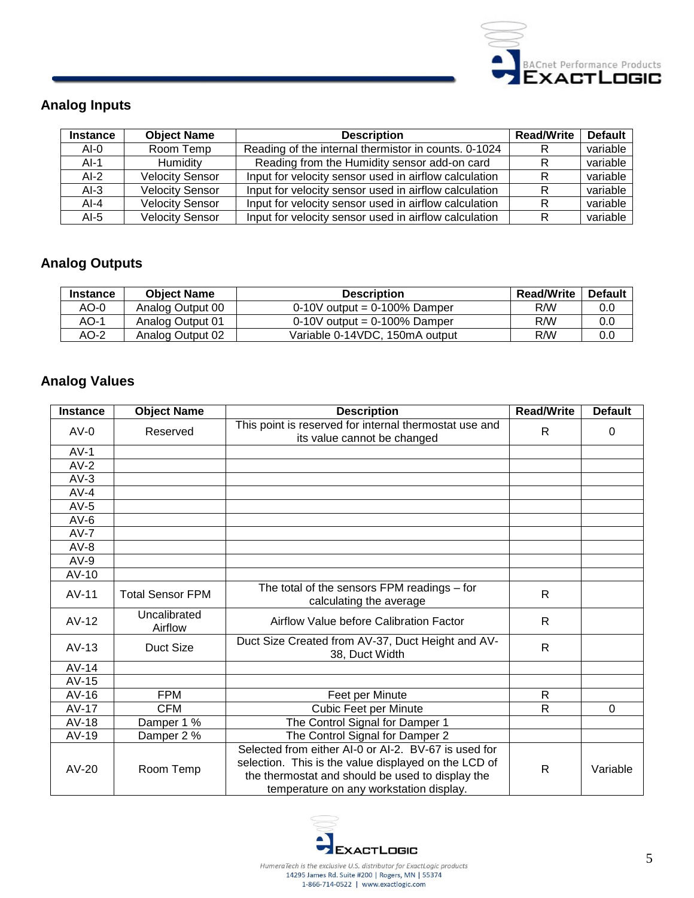## Analog Inputs

| Instance | Object Name | Description | Read/Write | Default |
|---|---|---|---|---|
| AI-0 | Room Temp | Reading of the internal thermistor in counts. 0-1024 | R | variable |
| AI-1 | Humidity | Reading from the Humidity sensor add-on card | R | variable |
| AI-2 | Velocity Sensor | Input for velocity sensor used in airflow calculation | R | variable |
| AI-3 | Velocity Sensor | Input for velocity sensor used in airflow calculation | R | variable |
| AI-4 | Velocity Sensor | Input for velocity sensor used in airflow calculation | R | variable |
| AI-5 | Velocity Sensor | Input for velocity sensor used in airflow calculation | R | variable |

## Analog Outputs

| Instance | Object Name | Description | Read/Write | Default |
|---|---|---|---|---|
| AO-0 | Analog Output 00 | 0-10V output = 0-100% Damper | R/W | 0.0 |
| AO-1 | Analog Output 01 | 0-10V output = 0-100% Damper | R/W | 0.0 |
| AO-2 | Analog Output 02 | Variable 0-14VDC, 150mA output | R/W | 0.0 |

## Analog Values

| Instance | Object Name | Description | Read/Write | Default |
|---|---|---|---|---|
| AV-0 | Reserved | This point is reserved for internal thermostat use and its value cannot be changed | R | 0 |
| AV-1 | | | | |
| AV-2 | | | | |
| AV-3 | | | | |
| AV-4 | | | | |
| AV-5 | | | | |
| AV-6 | | | | |
| AV-7 | | | | |
| AV-8 | | | | |
| AV-9 | | | | |
| AV-10 | | | | |
| AV-11 | Total Sensor FPM | The total of the sensors FPM readings – for calculating the average | R | |
| AV-12 | Uncalibrated Airflow | Airflow Value before Calibration Factor | R | |
| AV-13 | Duct Size | Duct Size Created from AV-37, Duct Height and AV-38, Duct Width | R | |
| AV-14 | | | | |
| AV-15 | | | | |
| AV-16 | FPM | Feet per Minute | R | |
| AV-17 | CFM | Cubic Feet per Minute | R | 0 |
| AV-18 | Damper 1 % | The Control Signal for Damper 1 | | |
| AV-19 | Damper 2 % | The Control Signal for Damper 2 | | |
| AV-20 | Room Temp | Selected from either AI-0 or AI-2. BV-67 is used for selection. This is the value displayed on the LCD of the thermostat and should be used to display the temperature on any workstation display. | R | Variable |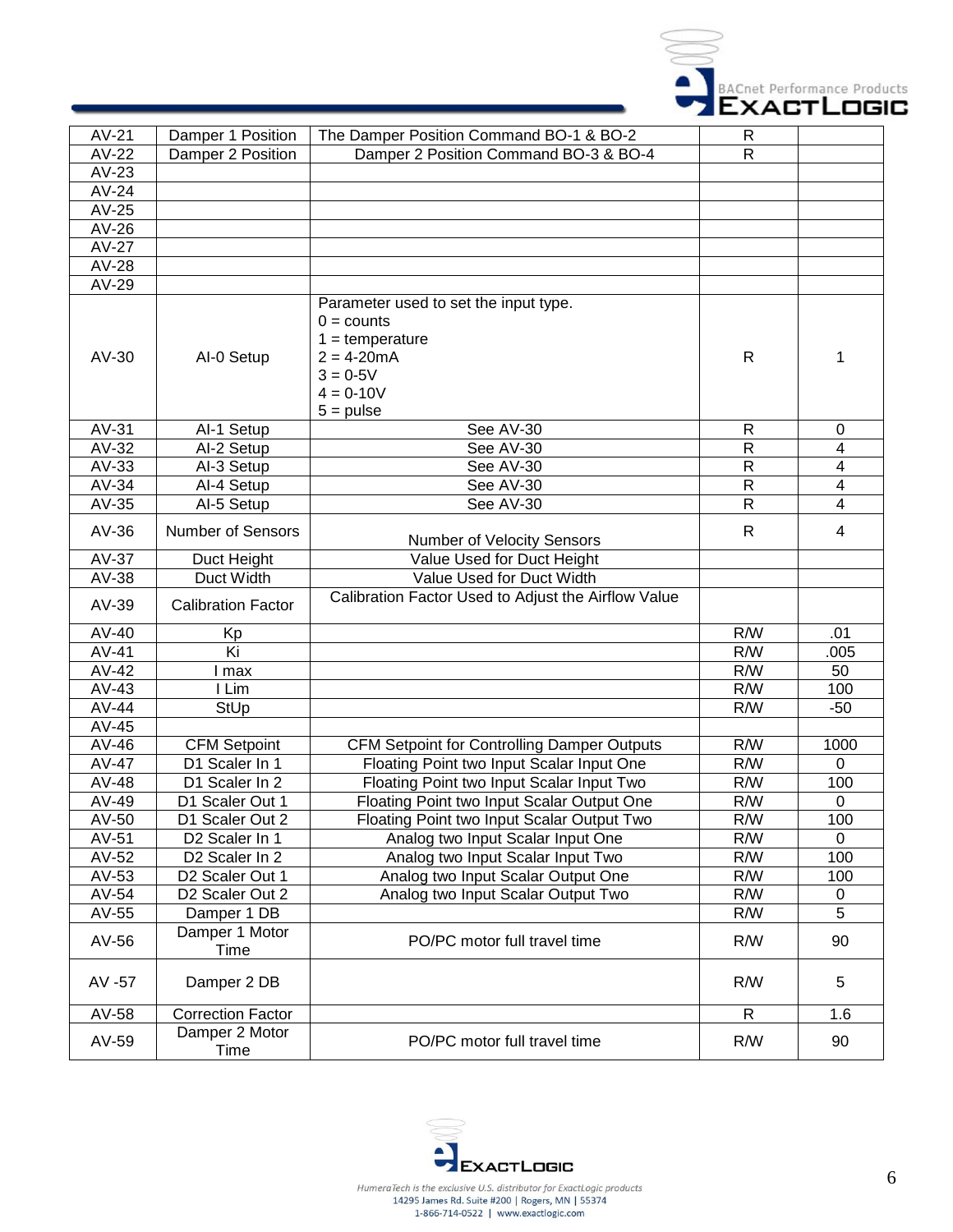| AV-21 | Damper 1 Position | The Damper Position Command BO-1 & BO-2 | R | |
|---|---|---|---|---|
| AV-22 | Damper 2 Position | Damper 2 Position Command BO-3 & BO-4 | R | |
| AV-23 | | | | |
| AV-24 | | | | |
| AV-25 | | | | |
| AV-26 | | | | |
| AV-27 | | | | |
| AV-28 | | | | |
| AV-29 | | | | |
| AV-30 | AI-0 Setup | Parameter used to set the input type.<br>0 = counts<br>1 = temperature<br>2 = 4-20mA<br>3 = 0-5V<br>4 = 0-10V<br>5 = pulse | R | 1 |
| AV-31 | AI-1 Setup | See AV-30 | R | 0 |
| AV-32 | AI-2 Setup | See AV-30 | R | 4 |
| AV-33 | AI-3 Setup | See AV-30 | R | 4 |
| AV-34 | AI-4 Setup | See AV-30 | R | 4 |
| AV-35 | AI-5 Setup | See AV-30 | R | 4 |
| AV-36 | Number of Sensors | Number of Velocity Sensors | R | 4 |
| AV-37 | Duct Height | Value Used for Duct Height | | |
| AV-38 | Duct Width | Value Used for Duct Width | | |
| AV-39 | Calibration Factor | Calibration Factor Used to Adjust the Airflow Value | | |
| AV-40 | Kp | | R/W | .01 |
| AV-41 | Ki | | R/W | .005 |
| AV-42 | I max | | R/W | 50 |
| AV-43 | I Lim | | R/W | 100 |
| AV-44 | StUp | | R/W | -50 |
| AV-45 | | | | |
| AV-46 | CFM Setpoint | CFM Setpoint for Controlling Damper Outputs | R/W | 1000 |
| AV-47 | D1 Scaler In 1 | Floating Point two Input Scalar Input One | R/W | 0 |
| AV-48 | D1 Scaler In 2 | Floating Point two Input Scalar Input Two | R/W | 100 |
| AV-49 | D1 Scaler Out 1 | Floating Point two Input Scalar Output One | R/W | 0 |
| AV-50 | D1 Scaler Out 2 | Floating Point two Input Scalar Output Two | R/W | 100 |
| AV-51 | D2 Scaler In 1 | Analog two Input Scalar Input One | R/W | 0 |
| AV-52 | D2 Scaler In 2 | Analog two Input Scalar Input Two | R/W | 100 |
| AV-53 | D2 Scaler Out 1 | Analog two Input Scalar Output One | R/W | 100 |
| AV-54 | D2 Scaler Out 2 | Analog two Input Scalar Output Two | R/W | 0 |
| AV-55 | Damper 1 DB | | R/W | 5 |
| AV-56 | Damper 1 Motor Time | PO/PC motor full travel time | R/W | 90 |
| AV -57 | Damper 2 DB | | R/W | 5 |
| AV-58 | Correction Factor | | R | 1.6 |
| AV-59 | Damper 2 Motor Time | PO/PC motor full travel time | R/W | 90 |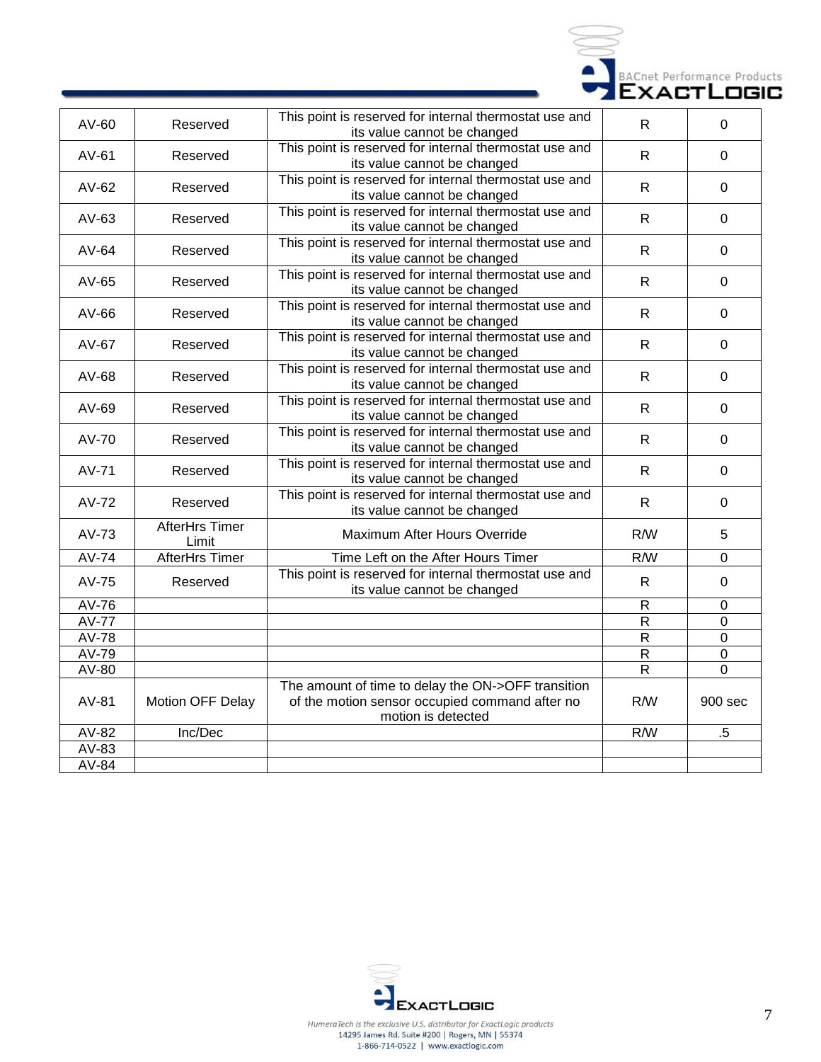| AV-60 | Reserved | This point is reserved for internal thermostat use and its value cannot be changed | R | 0 |
|---|---|---|---|---|
| AV-61 | Reserved | This point is reserved for internal thermostat use and its value cannot be changed | R | 0 |
| AV-62 | Reserved | This point is reserved for internal thermostat use and its value cannot be changed | R | 0 |
| AV-63 | Reserved | This point is reserved for internal thermostat use and its value cannot be changed | R | 0 |
| AV-64 | Reserved | This point is reserved for internal thermostat use and its value cannot be changed | R | 0 |
| AV-65 | Reserved | This point is reserved for internal thermostat use and its value cannot be changed | R | 0 |
| AV-66 | Reserved | This point is reserved for internal thermostat use and its value cannot be changed | R | 0 |
| AV-67 | Reserved | This point is reserved for internal thermostat use and its value cannot be changed | R | 0 |
| AV-68 | Reserved | This point is reserved for internal thermostat use and its value cannot be changed | R | 0 |
| AV-69 | Reserved | This point is reserved for internal thermostat use and its value cannot be changed | R | 0 |
| AV-70 | Reserved | This point is reserved for internal thermostat use and its value cannot be changed | R | 0 |
| AV-71 | Reserved | This point is reserved for internal thermostat use and its value cannot be changed | R | 0 |
| AV-72 | Reserved | This point is reserved for internal thermostat use and its value cannot be changed | R | 0 |
| AV-73 | AfterHrs Timer Limit | Maximum After Hours Override | R/W | 5 |
| AV-74 | AfterHrs Timer | Time Left on the After Hours Timer | R/W | 0 |
| AV-75 | Reserved | This point is reserved for internal thermostat use and its value cannot be changed | R | 0 |
| AV-76 | | | R | 0 |
| AV-77 | | | R | 0 |
| AV-78 | | | R | 0 |
| AV-79 | | | R | 0 |
| AV-80 | | | R | 0 |
| AV-81 | Motion OFF Delay | The amount of time to delay the ON->OFF transition of the motion sensor occupied command after no motion is detected | R/W | 900 sec |
| AV-82 | Inc/Dec | | R/W | .5 |
| AV-83 | | | | |
| AV-84 | | | | |

HumeraTech is the exclusive U.S. distributor for ExactLogic products
14295 James Rd. Suite #200 | Rogers, MN | 55374
1-866-714-0522 | www.exactlogic.com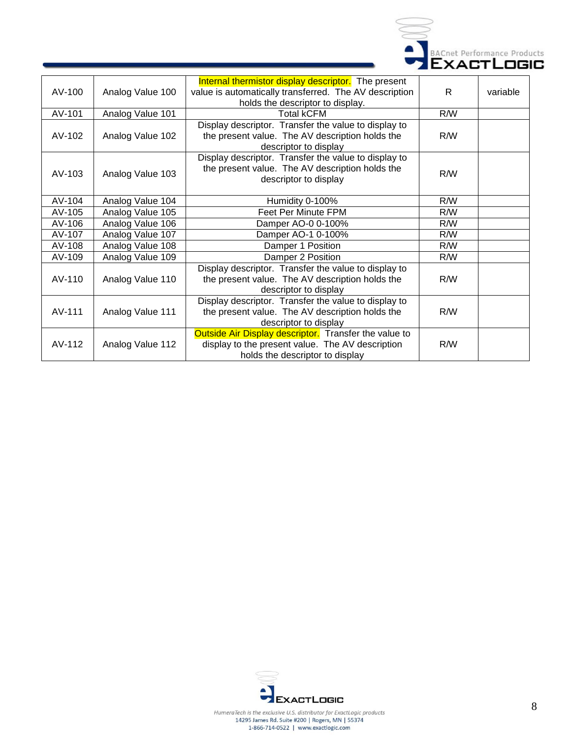| AV-100 | Analog Value 100 | Internal thermistor display descriptor. The present value is automatically transferred. The AV description holds the descriptor to display. | R | variable |
|---|---|---|---|---|
| AV-101 | Analog Value 101 | Total kCFM | R/W | |
| AV-102 | Analog Value 102 | Display descriptor. Transfer the value to display to the present value. The AV description holds the descriptor to display | R/W | |
| AV-103 | Analog Value 103 | Display descriptor. Transfer the value to display to the present value. The AV description holds the descriptor to display | R/W | |
| AV-104 | Analog Value 104 | Humidity 0-100% | R/W | |
| AV-105 | Analog Value 105 | Feet Per Minute FPM | R/W | |
| AV-106 | Analog Value 106 | Damper AO-0 0-100% | R/W | |
| AV-107 | Analog Value 107 | Damper AO-1 0-100% | R/W | |
| AV-108 | Analog Value 108 | Damper 1 Position | R/W | |
| AV-109 | Analog Value 109 | Damper 2 Position | R/W | |
| AV-110 | Analog Value 110 | Display descriptor. Transfer the value to display to the present value. The AV description holds the descriptor to display | R/W | |
| AV-111 | Analog Value 111 | Display descriptor. Transfer the value to display to the present value. The AV description holds the descriptor to display | R/W | |
| AV-112 | Analog Value 112 | Outside Air Display descriptor. Transfer the value to display to the present value. The AV description holds the descriptor to display | R/W | |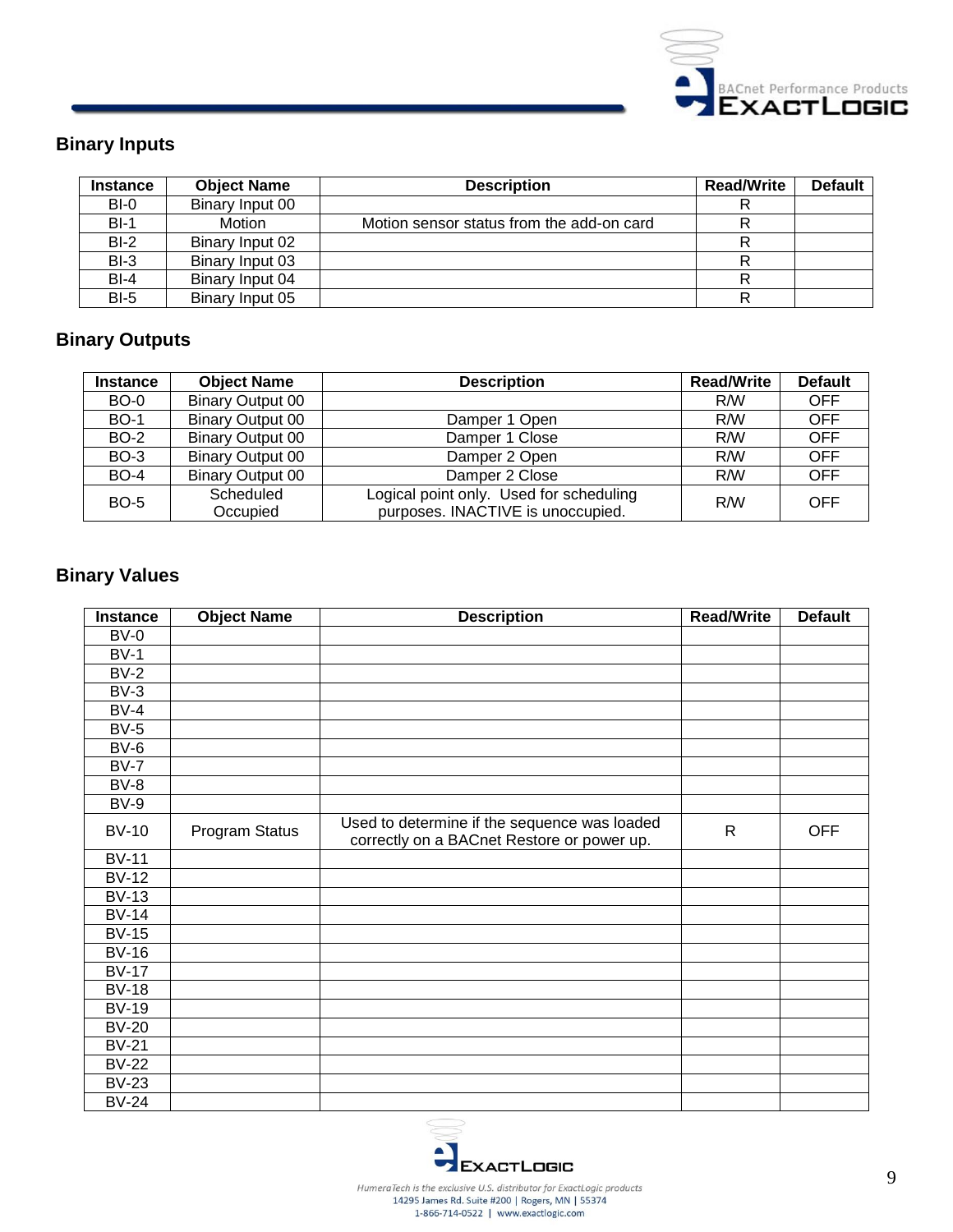## Binary Inputs

| Instance | Object Name | Description | Read/Write | Default |
|---|---|---|---|---|
| BI-0 | Binary Input 00 | | R | |
| BI-1 | Motion | Motion sensor status from the add-on card | R | |
| BI-2 | Binary Input 02 | | R | |
| BI-3 | Binary Input 03 | | R | |
| BI-4 | Binary Input 04 | | R | |
| BI-5 | Binary Input 05 | | R | |

## Binary Outputs

| Instance | Object Name | Description | Read/Write | Default |
|---|---|---|---|---|
| BO-0 | Binary Output 00 | | R/W | OFF |
| BO-1 | Binary Output 00 | Damper 1 Open | R/W | OFF |
| BO-2 | Binary Output 00 | Damper 1 Close | R/W | OFF |
| BO-3 | Binary Output 00 | Damper 2 Open | R/W | OFF |
| BO-4 | Binary Output 00 | Damper 2 Close | R/W | OFF |
| BO-5 | Scheduled Occupied | Logical point only. Used for scheduling purposes. INACTIVE is unoccupied. | R/W | OFF |

## Binary Values

| Instance | Object Name | Description | Read/Write | Default |
|---|---|---|---|---|
| BV-0 | | | | |
| BV-1 | | | | |
| BV-2 | | | | |
| BV-3 | | | | |
| BV-4 | | | | |
| BV-5 | | | | |
| BV-6 | | | | |
| BV-7 | | | | |
| BV-8 | | | | |
| BV-9 | | | | |
| BV-10 | Program Status | Used to determine if the sequence was loaded correctly on a BACnet Restore or power up. | R | OFF |
| BV-11 | | | | |
| BV-12 | | | | |
| BV-13 | | | | |
| BV-14 | | | | |
| BV-15 | | | | |
| BV-16 | | | | |
| BV-17 | | | | |
| BV-18 | | | | |
| BV-19 | | | | |
| BV-20 | | | | |
| BV-21 | | | | |
| BV-22 | | | | |
| BV-23 | | | | |
| BV-24 | | | | |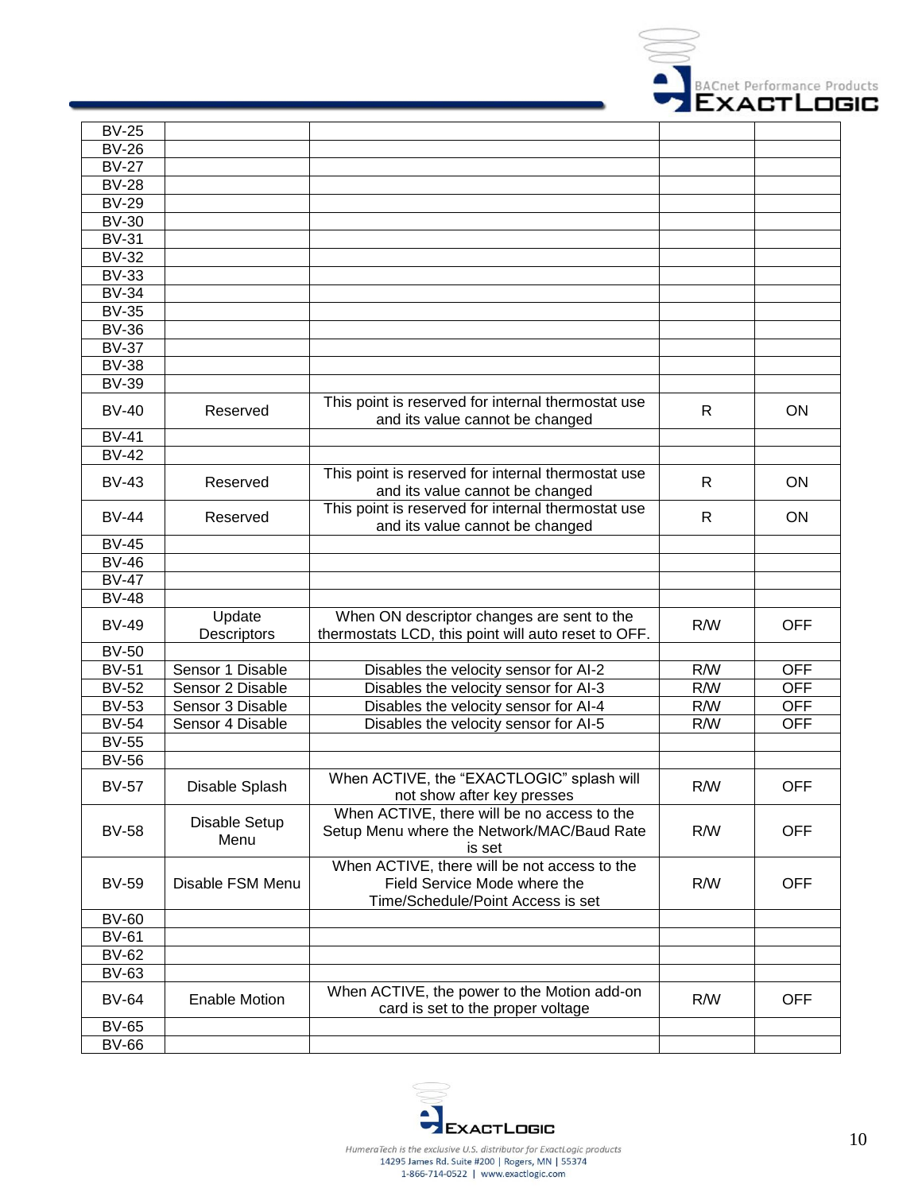| | | | | |
|---|---|---|---|---|
| BV-25 | | | | |
| BV-26 | | | | |
| BV-27 | | | | |
| BV-28 | | | | |
| BV-29 | | | | |
| BV-30 | | | | |
| BV-31 | | | | |
| BV-32 | | | | |
| BV-33 | | | | |
| BV-34 | | | | |
| BV-35 | | | | |
| BV-36 | | | | |
| BV-37 | | | | |
| BV-38 | | | | |
| BV-39 | | | | |
| BV-40 | Reserved | This point is reserved for internal thermostat use and its value cannot be changed | R | ON |
| BV-41 | | | | |
| BV-42 | | | | |
| BV-43 | Reserved | This point is reserved for internal thermostat use and its value cannot be changed | R | ON |
| BV-44 | Reserved | This point is reserved for internal thermostat use and its value cannot be changed | R | ON |
| BV-45 | | | | |
| BV-46 | | | | |
| BV-47 | | | | |
| BV-48 | | | | |
| BV-49 | Update Descriptors | When ON descriptor changes are sent to the thermostats LCD, this point will auto reset to OFF. | R/W | OFF |
| BV-50 | | | | |
| BV-51 | Sensor 1 Disable | Disables the velocity sensor for AI-2 | R/W | OFF |
| BV-52 | Sensor 2 Disable | Disables the velocity sensor for AI-3 | R/W | OFF |
| BV-53 | Sensor 3 Disable | Disables the velocity sensor for AI-4 | R/W | OFF |
| BV-54 | Sensor 4 Disable | Disables the velocity sensor for AI-5 | R/W | OFF |
| BV-55 | | | | |
| BV-56 | | | | |
| BV-57 | Disable Splash | When ACTIVE, the “EXACTLOGIC” splash will not show after key presses | R/W | OFF |
| BV-58 | Disable Setup Menu | When ACTIVE, there will be no access to the Setup Menu where the Network/MAC/Baud Rate is set | R/W | OFF |
| BV-59 | Disable FSM Menu | When ACTIVE, there will be not access to the Field Service Mode where the Time/Schedule/Point Access is set | R/W | OFF |
| BV-60 | | | | |
| BV-61 | | | | |
| BV-62 | | | | |
| BV-63 | | | | |
| BV-64 | Enable Motion | When ACTIVE, the power to the Motion add-on card is set to the proper voltage | R/W | OFF |
| BV-65 | | | | |
| BV-66 | | | | |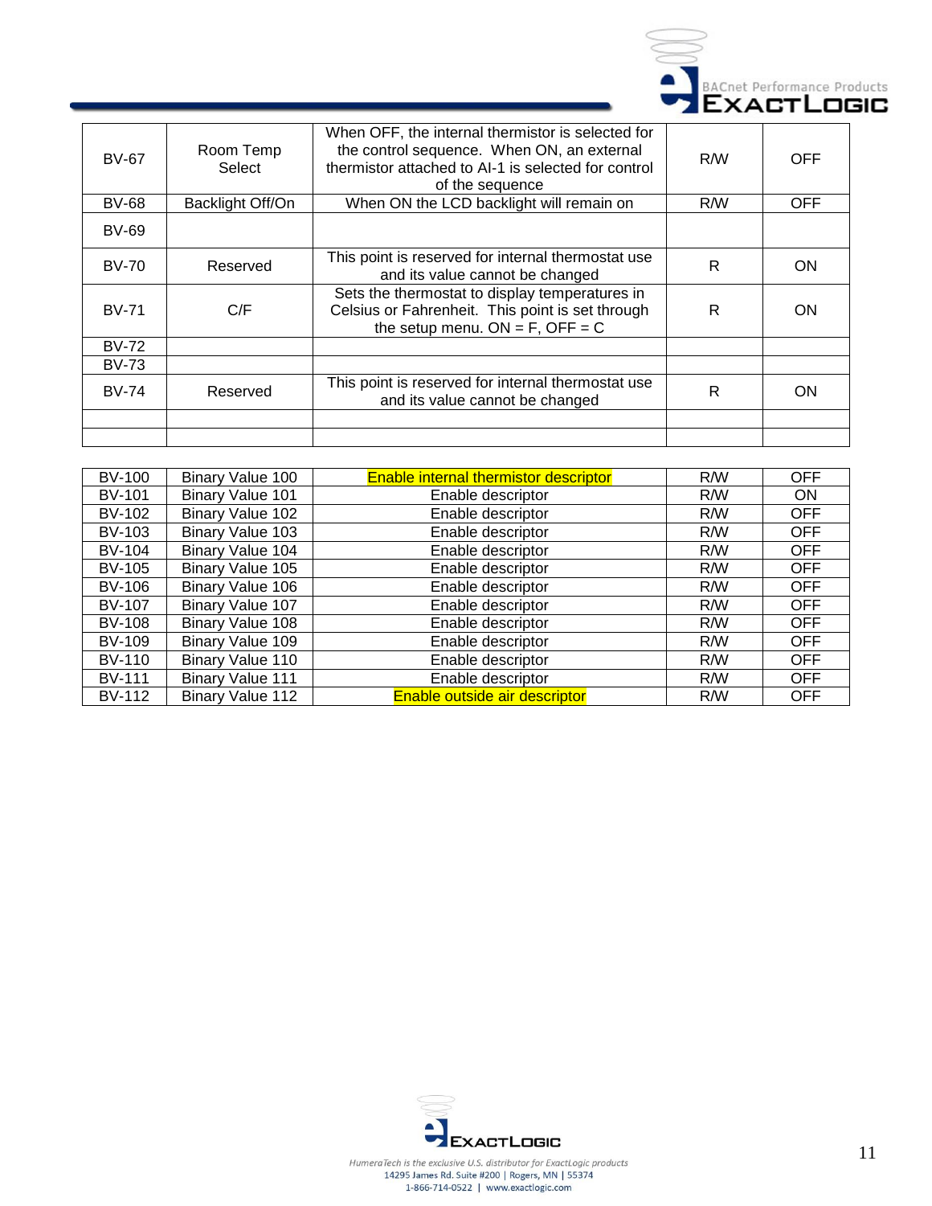| | | | | |
|---|---|---|---|---|
| BV-67 | Room Temp Select | When OFF, the internal thermistor is selected for the control sequence. When ON, an external thermistor attached to AI-1 is selected for control of the sequence | R/W | OFF |
| BV-68 | Backlight Off/On | When ON the LCD backlight will remain on | R/W | OFF |
| BV-69 | | | | |
| BV-70 | Reserved | This point is reserved for internal thermostat use and its value cannot be changed | R | ON |
| BV-71 | C/F | Sets the thermostat to display temperatures in Celsius or Fahrenheit. This point is set through the setup menu. ON = F, OFF = C | R | ON |
| BV-72 | | | | |
| BV-73 | | | | |
| BV-74 | Reserved | This point is reserved for internal thermostat use and its value cannot be changed | R | ON |
| | | | | |
| | | | | |

| | | | | |
|---|---|---|---|---|
| BV-100 | Binary Value 100 | Enable internal thermistor descriptor | R/W | OFF |
| BV-101 | Binary Value 101 | Enable descriptor | R/W | ON |
| BV-102 | Binary Value 102 | Enable descriptor | R/W | OFF |
| BV-103 | Binary Value 103 | Enable descriptor | R/W | OFF |
| BV-104 | Binary Value 104 | Enable descriptor | R/W | OFF |
| BV-105 | Binary Value 105 | Enable descriptor | R/W | OFF |
| BV-106 | Binary Value 106 | Enable descriptor | R/W | OFF |
| BV-107 | Binary Value 107 | Enable descriptor | R/W | OFF |
| BV-108 | Binary Value 108 | Enable descriptor | R/W | OFF |
| BV-109 | Binary Value 109 | Enable descriptor | R/W | OFF |
| BV-110 | Binary Value 110 | Enable descriptor | R/W | OFF |
| BV-111 | Binary Value 111 | Enable descriptor | R/W | OFF |
| BV-112 | Binary Value 112 | Enable outside air descriptor | R/W | OFF |